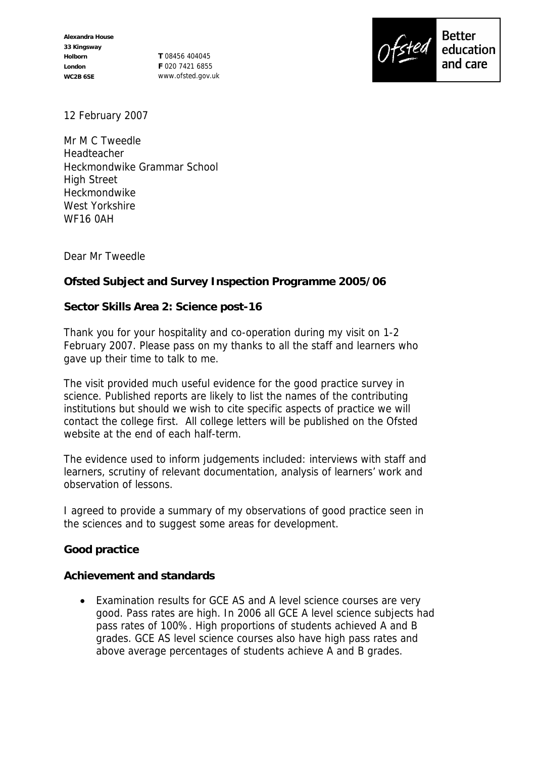Alexandra House
33 Kingsway
Holborn
London
WC2B 6SE

**T** 08456 404045
**F** 020 7421 6855
www.ofsted.gov.uk

Ofsted Better education and care

12 February 2007

Mr M C Tweedle
Headteacher
Heckmondwike Grammar School
High Street
Heckmondwike
West Yorkshire
WF16 0AH

Dear Mr Tweedle

**Ofsted Subject and Survey Inspection Programme 2005/06**

**Sector Skills Area 2: Science post-16**

Thank you for your hospitality and co-operation during my visit on 1-2 February 2007. Please pass on my thanks to all the staff and learners who gave up their time to talk to me.

The visit provided much useful evidence for the good practice survey in science. Published reports are likely to list the names of the contributing institutions but should we wish to cite specific aspects of practice we will contact the college first. All college letters will be published on the Ofsted website at the end of each half-term.

The evidence used to inform judgements included: interviews with staff and learners, scrutiny of relevant documentation, analysis of learners' work and observation of lessons.

I agreed to provide a summary of my observations of good practice seen in the sciences and to suggest some areas for development.

**Good practice**

**Achievement and standards**

- Examination results for GCE AS and A level science courses are very good. Pass rates are high. In 2006 all GCE A level science subjects had pass rates of 100%. High proportions of students achieved A and B grades. GCE AS level science courses also have high pass rates and above average percentages of students achieve A and B grades.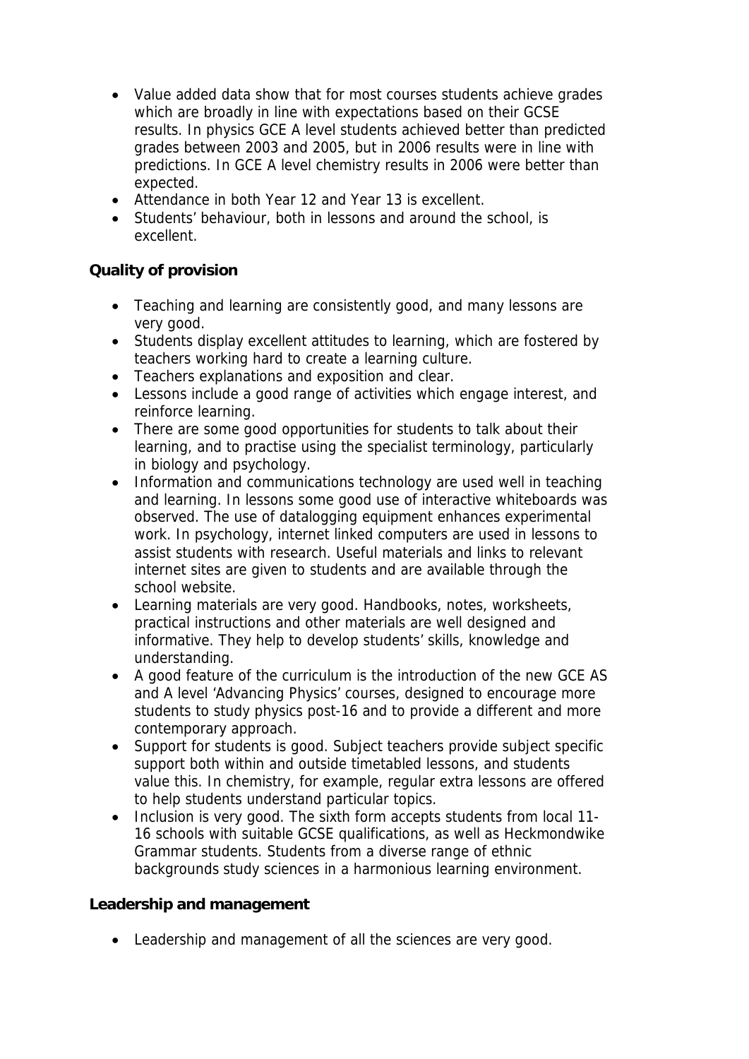- Value added data show that for most courses students achieve grades which are broadly in line with expectations based on their GCSE results. In physics GCE A level students achieved better than predicted grades between 2003 and 2005, but in 2006 results were in line with predictions. In GCE A level chemistry results in 2006 were better than expected.
- Attendance in both Year 12 and Year 13 is excellent.
- Students' behaviour, both in lessons and around the school, is excellent.

**Quality of provision**

- Teaching and learning are consistently good, and many lessons are very good.
- Students display excellent attitudes to learning, which are fostered by teachers working hard to create a learning culture.
- Teachers explanations and exposition and clear.
- Lessons include a good range of activities which engage interest, and reinforce learning.
- There are some good opportunities for students to talk about their learning, and to practise using the specialist terminology, particularly in biology and psychology.
- Information and communications technology are used well in teaching and learning. In lessons some good use of interactive whiteboards was observed. The use of datalogging equipment enhances experimental work. In psychology, internet linked computers are used in lessons to assist students with research. Useful materials and links to relevant internet sites are given to students and are available through the school website.
- Learning materials are very good. Handbooks, notes, worksheets, practical instructions and other materials are well designed and informative. They help to develop students' skills, knowledge and understanding.
- A good feature of the curriculum is the introduction of the new GCE AS and A level 'Advancing Physics' courses, designed to encourage more students to study physics post-16 and to provide a different and more contemporary approach.
- Support for students is good. Subject teachers provide subject specific support both within and outside timetabled lessons, and students value this. In chemistry, for example, regular extra lessons are offered to help students understand particular topics.
- Inclusion is very good. The sixth form accepts students from local 11-16 schools with suitable GCSE qualifications, as well as Heckmondwike Grammar students. Students from a diverse range of ethnic backgrounds study sciences in a harmonious learning environment.

**Leadership and management**

- Leadership and management of all the sciences are very good.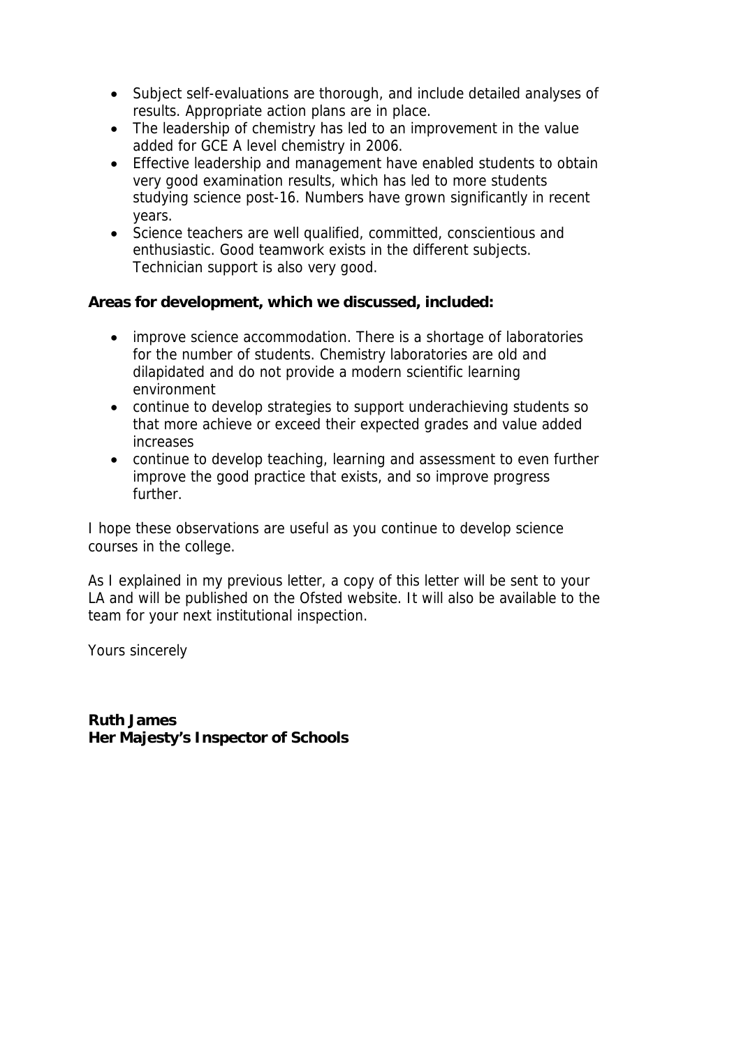- Subject self-evaluations are thorough, and include detailed analyses of results. Appropriate action plans are in place.
- The leadership of chemistry has led to an improvement in the value added for GCE A level chemistry in 2006.
- Effective leadership and management have enabled students to obtain very good examination results, which has led to more students studying science post-16. Numbers have grown significantly in recent years.
- Science teachers are well qualified, committed, conscientious and enthusiastic. Good teamwork exists in the different subjects. Technician support is also very good.

**Areas for development, which we discussed, included:**

- improve science accommodation. There is a shortage of laboratories for the number of students. Chemistry laboratories are old and dilapidated and do not provide a modern scientific learning environment
- continue to develop strategies to support underachieving students so that more achieve or exceed their expected grades and value added increases
- continue to develop teaching, learning and assessment to even further improve the good practice that exists, and so improve progress further.

I hope these observations are useful as you continue to develop science courses in the college.

As I explained in my previous letter, a copy of this letter will be sent to your LA and will be published on the Ofsted website. It will also be available to the team for your next institutional inspection.

Yours sincerely

**Ruth James**
**Her Majesty's Inspector of Schools**